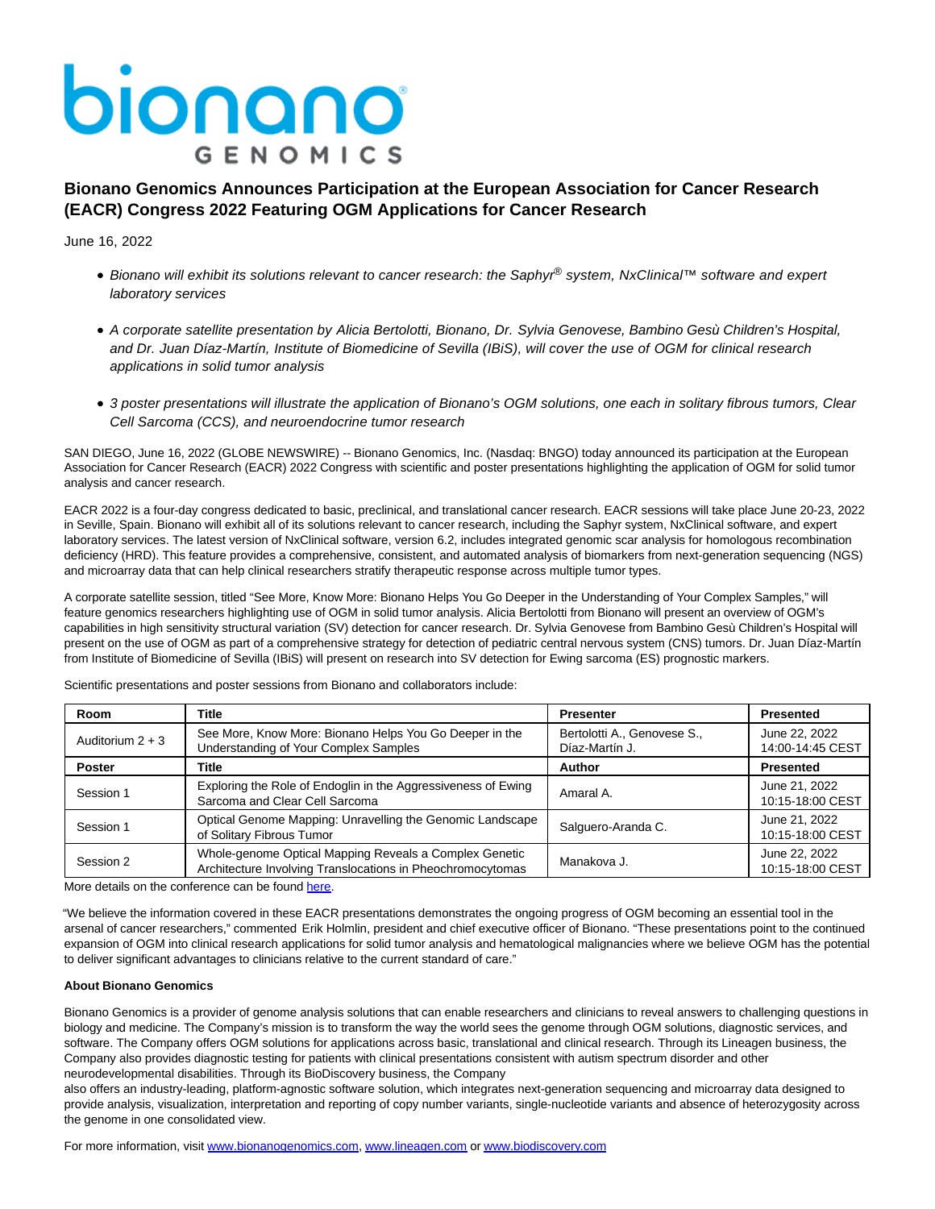# Bionano Genomics Announces Participation at the European Association for Cancer Research (EACR) Congress 2022 Featuring OGM Applications for Cancer Research

June 16, 2022

- *Bionano will exhibit its solutions relevant to cancer research: the Saphyr® system, NxClinical™ software and expert laboratory services*
- *A corporate satellite presentation by Alicia Bertolotti, Bionano, Dr. Sylvia Genovese, Bambino Gesù Children's Hospital, and Dr. Juan Díaz-Martín, Institute of Biomedicine of Sevilla (IBiS), will cover the use of OGM for clinical research applications in solid tumor analysis*
- *3 poster presentations will illustrate the application of Bionano's OGM solutions, one each in solitary fibrous tumors, Clear Cell Sarcoma (CCS), and neuroendocrine tumor research*

SAN DIEGO, June 16, 2022 (GLOBE NEWSWIRE) -- Bionano Genomics, Inc. (Nasdaq: BNGO) today announced its participation at the European Association for Cancer Research (EACR) 2022 Congress with scientific and poster presentations highlighting the application of OGM for solid tumor analysis and cancer research.

EACR 2022 is a four-day congress dedicated to basic, preclinical, and translational cancer research. EACR sessions will take place June 20-23, 2022 in Seville, Spain. Bionano will exhibit all of its solutions relevant to cancer research, including the Saphyr system, NxClinical software, and expert laboratory services. The latest version of NxClinical software, version 6.2, includes integrated genomic scar analysis for homologous recombination deficiency (HRD). This feature provides a comprehensive, consistent, and automated analysis of biomarkers from next-generation sequencing (NGS) and microarray data that can help clinical researchers stratify therapeutic response across multiple tumor types.

A corporate satellite session, titled "See More, Know More: Bionano Helps You Go Deeper in the Understanding of Your Complex Samples," will feature genomics researchers highlighting use of OGM in solid tumor analysis. Alicia Bertolotti from Bionano will present an overview of OGM's capabilities in high sensitivity structural variation (SV) detection for cancer research. Dr. Sylvia Genovese from Bambino Gesù Children's Hospital will present on the use of OGM as part of a comprehensive strategy for detection of pediatric central nervous system (CNS) tumors. Dr. Juan Díaz-Martín from Institute of Biomedicine of Sevilla (IBiS) will present on research into SV detection for Ewing sarcoma (ES) prognostic markers.

Scientific presentations and poster sessions from Bionano and collaborators include:

| Room | Title | Presenter | Presented |
|---|---|---|---|
| Auditorium 2 + 3 | See More, Know More: Bionano Helps You Go Deeper in the Understanding of Your Complex Samples | Bertolotti A., Genovese S., Díaz-Martín J. | June 22, 2022 14:00-14:45 CEST |
| **Poster** | **Title** | **Author** | **Presented** |
| Session 1 | Exploring the Role of Endoglin in the Aggressiveness of Ewing Sarcoma and Clear Cell Sarcoma | Amaral A. | June 21, 2022 10:15-18:00 CEST |
| Session 1 | Optical Genome Mapping: Unravelling the Genomic Landscape of Solitary Fibrous Tumor | Salguero-Aranda C. | June 21, 2022 10:15-18:00 CEST |
| Session 2 | Whole-genome Optical Mapping Reveals a Complex Genetic Architecture Involving Translocations in Pheochromocytomas | Manakova J. | June 22, 2022 10:15-18:00 CEST |

More details on the conference can be found here.

"We believe the information covered in these EACR presentations demonstrates the ongoing progress of OGM becoming an essential tool in the arsenal of cancer researchers," commented Erik Holmlin, president and chief executive officer of Bionano. "These presentations point to the continued expansion of OGM into clinical research applications for solid tumor analysis and hematological malignancies where we believe OGM has the potential to deliver significant advantages to clinicians relative to the current standard of care."

**About Bionano Genomics**

Bionano Genomics is a provider of genome analysis solutions that can enable researchers and clinicians to reveal answers to challenging questions in biology and medicine. The Company's mission is to transform the way the world sees the genome through OGM solutions, diagnostic services, and software. The Company offers OGM solutions for applications across basic, translational and clinical research. Through its Lineagen business, the Company also provides diagnostic testing for patients with clinical presentations consistent with autism spectrum disorder and other neurodevelopmental disabilities. Through its BioDiscovery business, the Company also offers an industry-leading, platform-agnostic software solution, which integrates next-generation sequencing and microarray data designed to provide analysis, visualization, interpretation and reporting of copy number variants, single-nucleotide variants and absence of heterozygosity across the genome in one consolidated view.

For more information, visit www.bionanogenomics.com, www.lineagen.com or www.biodiscovery.com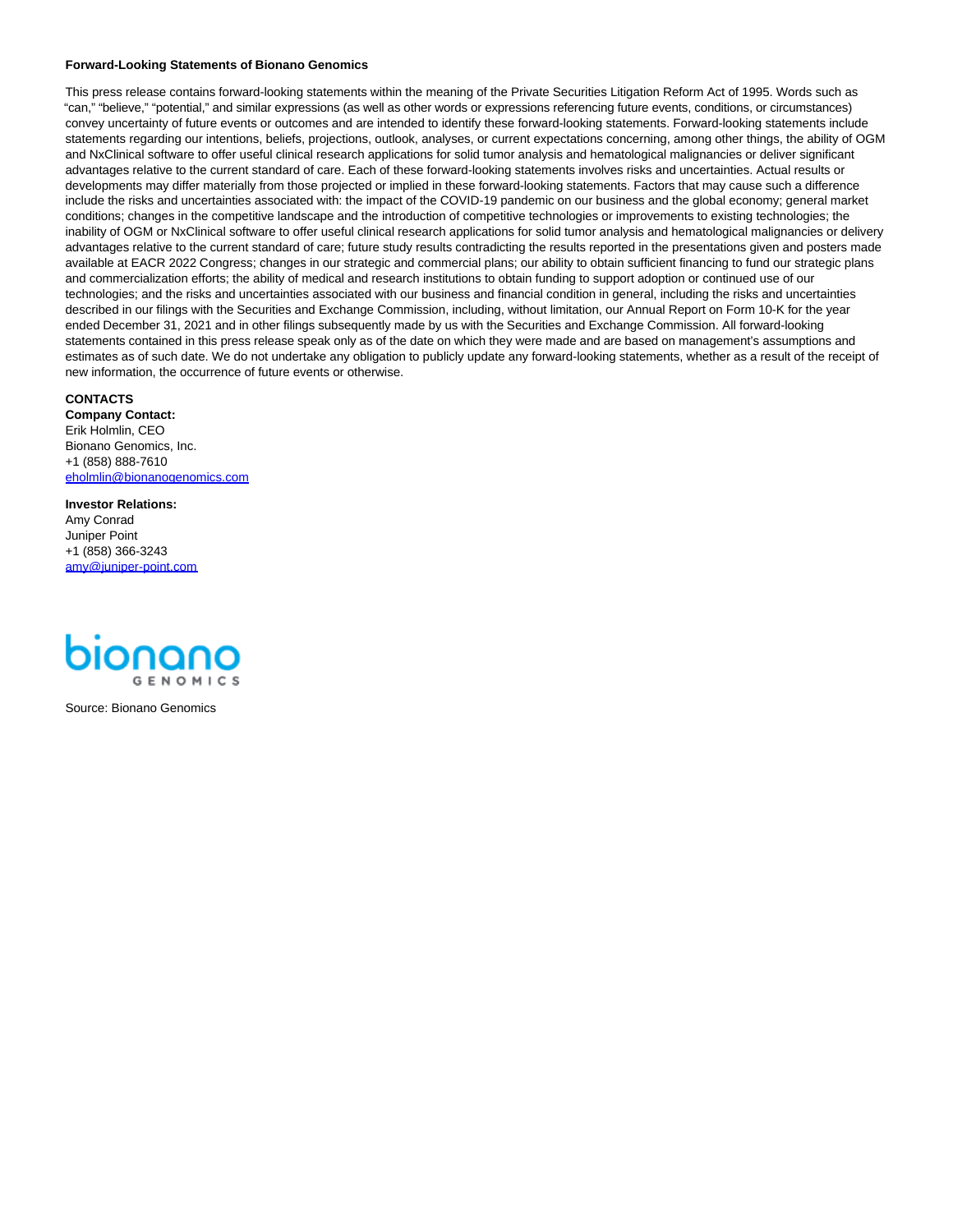**Forward-Looking Statements of Bionano Genomics**

This press release contains forward-looking statements within the meaning of the Private Securities Litigation Reform Act of 1995. Words such as "can," "believe," "potential," and similar expressions (as well as other words or expressions referencing future events, conditions, or circumstances) convey uncertainty of future events or outcomes and are intended to identify these forward-looking statements. Forward-looking statements include statements regarding our intentions, beliefs, projections, outlook, analyses, or current expectations concerning, among other things, the ability of OGM and NxClinical software to offer useful clinical research applications for solid tumor analysis and hematological malignancies or deliver significant advantages relative to the current standard of care. Each of these forward-looking statements involves risks and uncertainties. Actual results or developments may differ materially from those projected or implied in these forward-looking statements. Factors that may cause such a difference include the risks and uncertainties associated with: the impact of the COVID-19 pandemic on our business and the global economy; general market conditions; changes in the competitive landscape and the introduction of competitive technologies or improvements to existing technologies; the inability of OGM or NxClinical software to offer useful clinical research applications for solid tumor analysis and hematological malignancies or delivery advantages relative to the current standard of care; future study results contradicting the results reported in the presentations given and posters made available at EACR 2022 Congress; changes in our strategic and commercial plans; our ability to obtain sufficient financing to fund our strategic plans and commercialization efforts; the ability of medical and research institutions to obtain funding to support adoption or continued use of our technologies; and the risks and uncertainties associated with our business and financial condition in general, including the risks and uncertainties described in our filings with the Securities and Exchange Commission, including, without limitation, our Annual Report on Form 10-K for the year ended December 31, 2021 and in other filings subsequently made by us with the Securities and Exchange Commission. All forward-looking statements contained in this press release speak only as of the date on which they were made and are based on management's assumptions and estimates as of such date. We do not undertake any obligation to publicly update any forward-looking statements, whether as a result of the receipt of new information, the occurrence of future events or otherwise.

**CONTACTS**
**Company Contact:**
Erik Holmlin, CEO
Bionano Genomics, Inc.
+1 (858) 888-7610
eholmlin@bionanogenomics.com

**Investor Relations:**
Amy Conrad
Juniper Point
+1 (858) 366-3243
amy@juniper-point.com

bionano GENOMICS

Source: Bionano Genomics